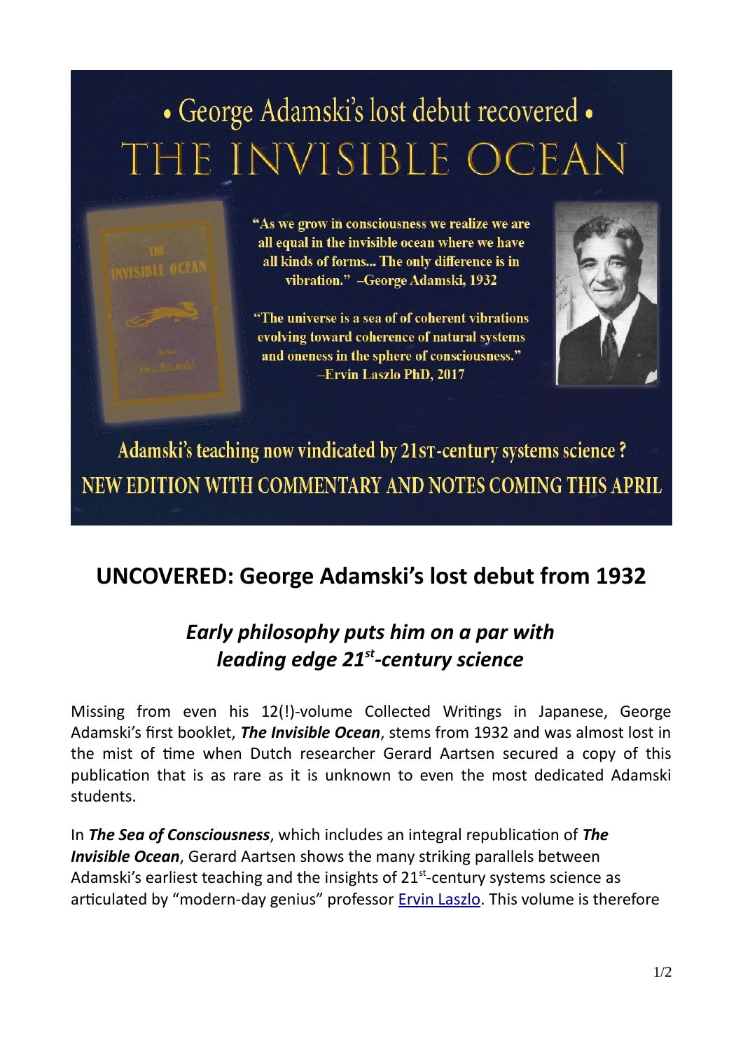• George Adamski's lost debut recovered •

# THE INVISIBLE OCEAN

"As we grow in consciousness we realize we are all equal in the invisible ocean where we have all kinds of forms... The only difference is in vibration." –George Adamski, 1932

"The universe is a sea of of coherent vibrations evolving toward coherence of natural systems and oneness in the sphere of consciousness." –Ervin Laszlo PhD, 2017

Adamski's teaching now vindicated by 21ST-century systems science ?

NEW EDITION WITH COMMENTARY AND NOTES COMING THIS APRIL

## UNCOVERED: George Adamski's lost debut from 1932

### *Early philosophy puts him on a par with leading edge 21st-century science*

Missing from even his 12(!)-volume Collected Writings in Japanese, George Adamski's first booklet, ***The Invisible Ocean***, stems from 1932 and was almost lost in the mist of time when Dutch researcher Gerard Aartsen secured a copy of this publication that is as rare as it is unknown to even the most dedicated Adamski students.

In ***The Sea of Consciousness***, which includes an integral republication of ***The Invisible Ocean***, Gerard Aartsen shows the many striking parallels between Adamski's earliest teaching and the insights of 21st-century systems science as articulated by "modern-day genius" professor Ervin Laszlo. This volume is therefore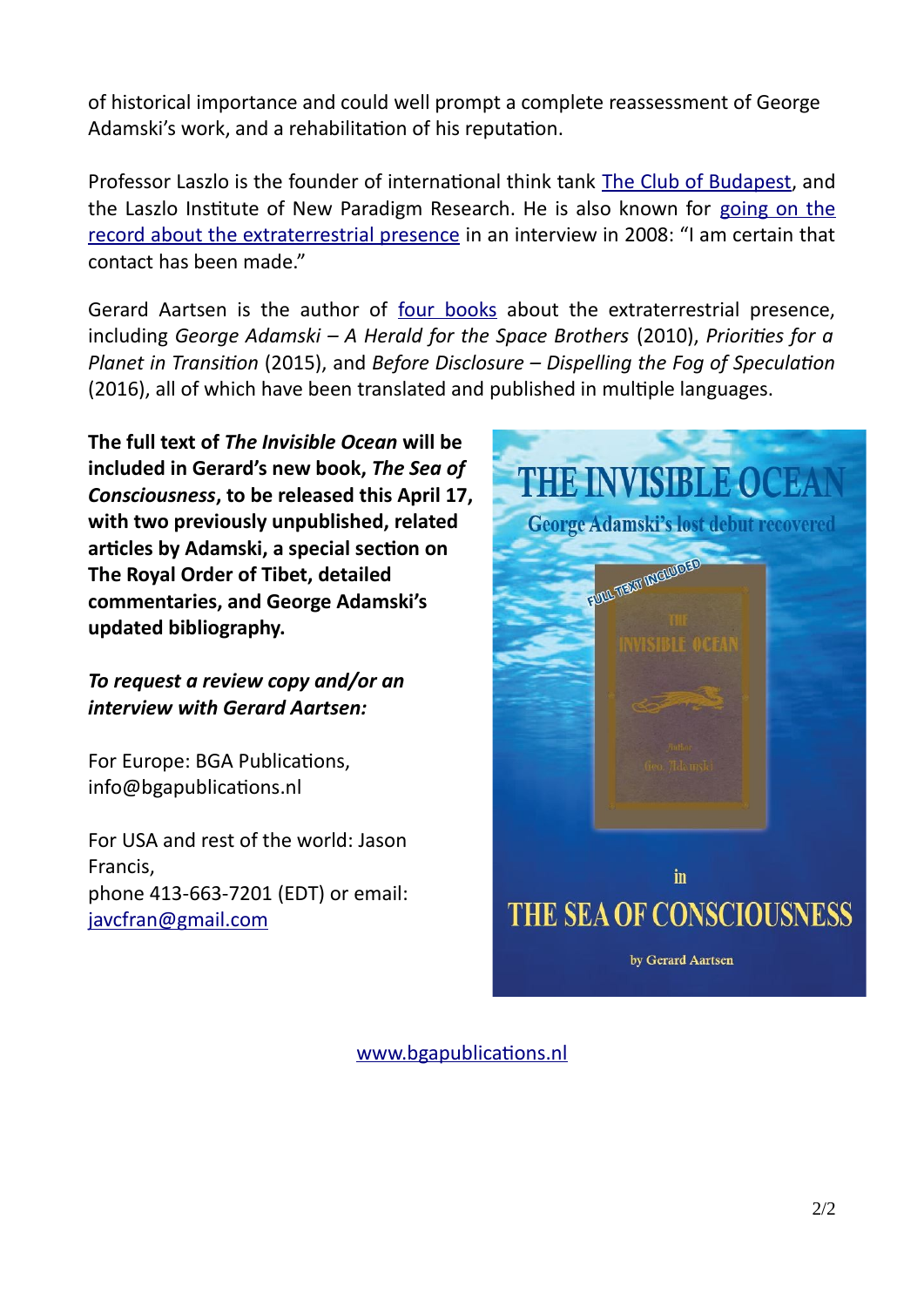of historical importance and could well prompt a complete reassessment of George Adamski's work, and a rehabilitation of his reputation.

Professor Laszlo is the founder of international think tank The Club of Budapest, and the Laszlo Institute of New Paradigm Research. He is also known for going on the record about the extraterrestrial presence in an interview in 2008: "I am certain that contact has been made."

Gerard Aartsen is the author of four books about the extraterrestrial presence, including *George Adamski – A Herald for the Space Brothers* (2010), *Priorities for a Planet in Transition* (2015), and *Before Disclosure – Dispelling the Fog of Speculation* (2016), all of which have been translated and published in multiple languages.

**The full text of *The Invisible Ocean* will be included in Gerard's new book, *The Sea of Consciousness*, to be released this April 17, with two previously unpublished, related articles by Adamski, a special section on The Royal Order of Tibet, detailed commentaries, and George Adamski's updated bibliography.**

***To request a review copy and/or an interview with Gerard Aartsen:***

For Europe: BGA Publications,
info@bgapublications.nl

For USA and rest of the world: Jason Francis,
phone 413-663-7201 (EDT) or email:
javcfran@gmail.com

THE INVISIBLE OCEAN
George Adamski's lost debut recovered
FULL TEXT INCLUDED
THE INVISIBLE OCEAN
Author
Geo. Adamski
in
THE SEA OF CONSCIOUSNESS
by Gerard Aartsen

www.bgapublications.nl